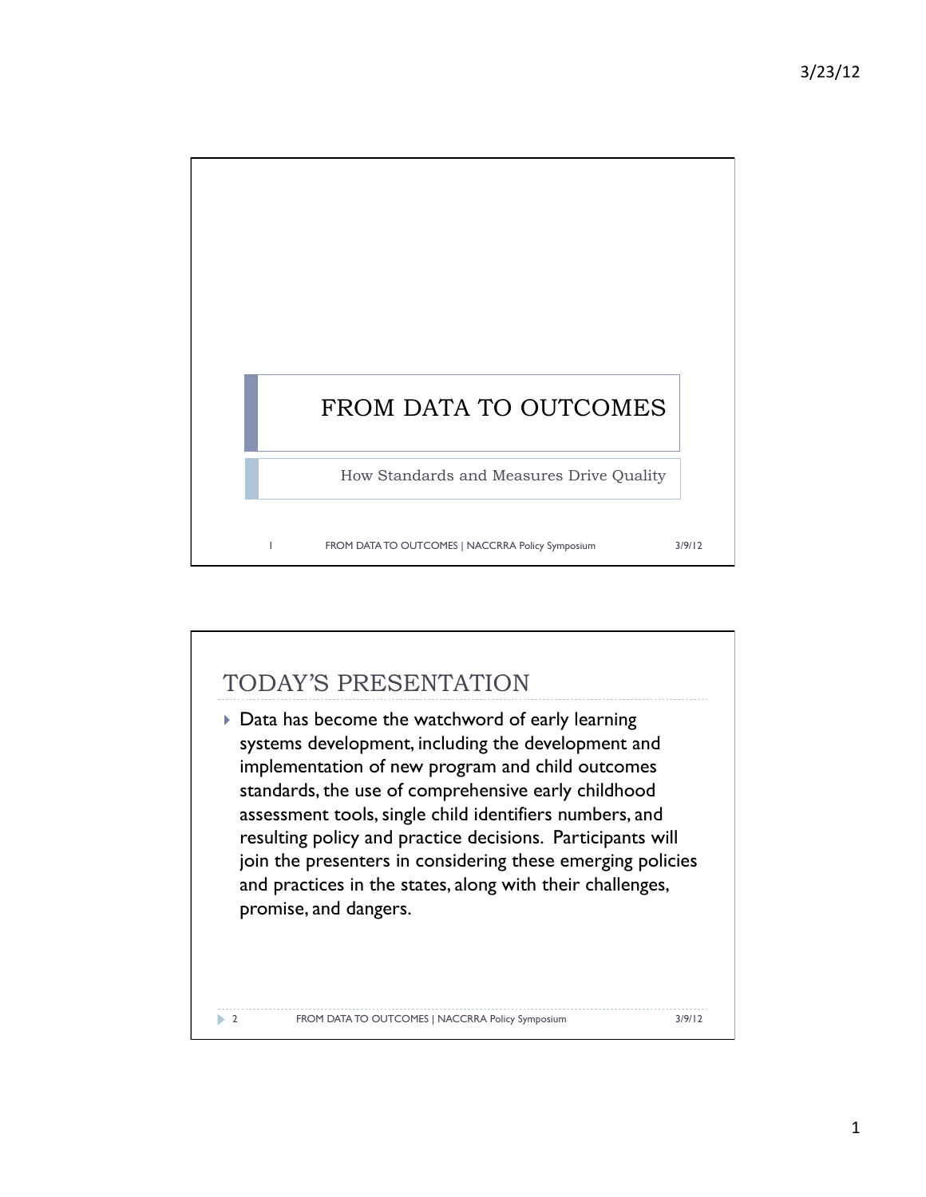# FROM DATA TO OUTCOMES

How Standards and Measures Drive Quality

## TODAY'S PRESENTATION

- Data has become the watchword of early learning systems development, including the development and implementation of new program and child outcomes standards, the use of comprehensive early childhood assessment tools, single child identifiers numbers, and resulting policy and practice decisions. Participants will join the presenters in considering these emerging policies and practices in the states, along with their challenges, promise, and dangers.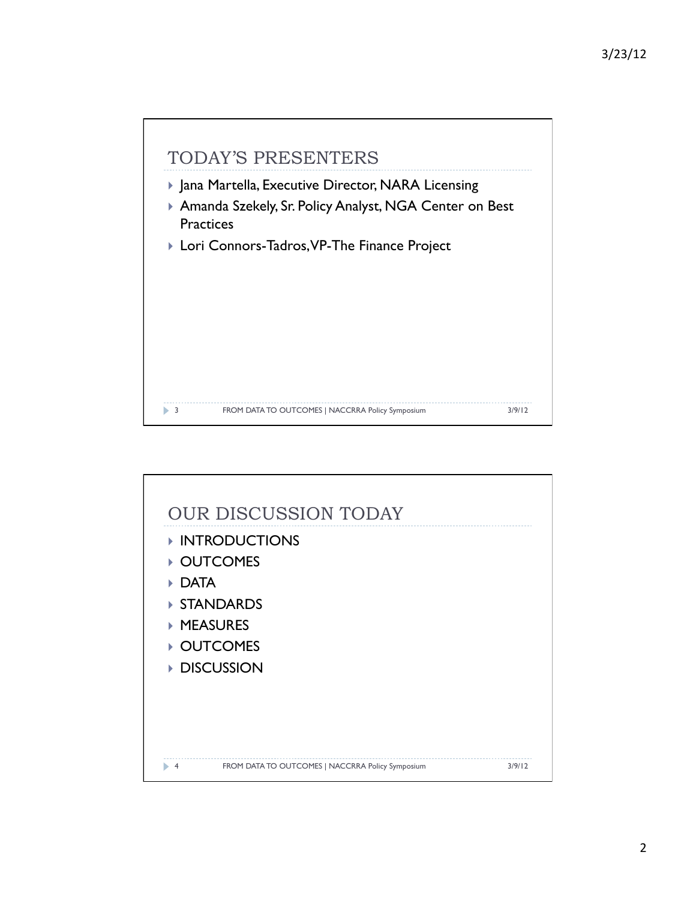## TODAY'S PRESENTERS

- Jana Martella, Executive Director, NARA Licensing
- Amanda Szekely, Sr. Policy Analyst, NGA Center on Best Practices
- Lori Connors-Tadros, VP-The Finance Project

## OUR DISCUSSION TODAY

- INTRODUCTIONS
- OUTCOMES
- DATA
- STANDARDS
- MEASURES
- OUTCOMES
- DISCUSSION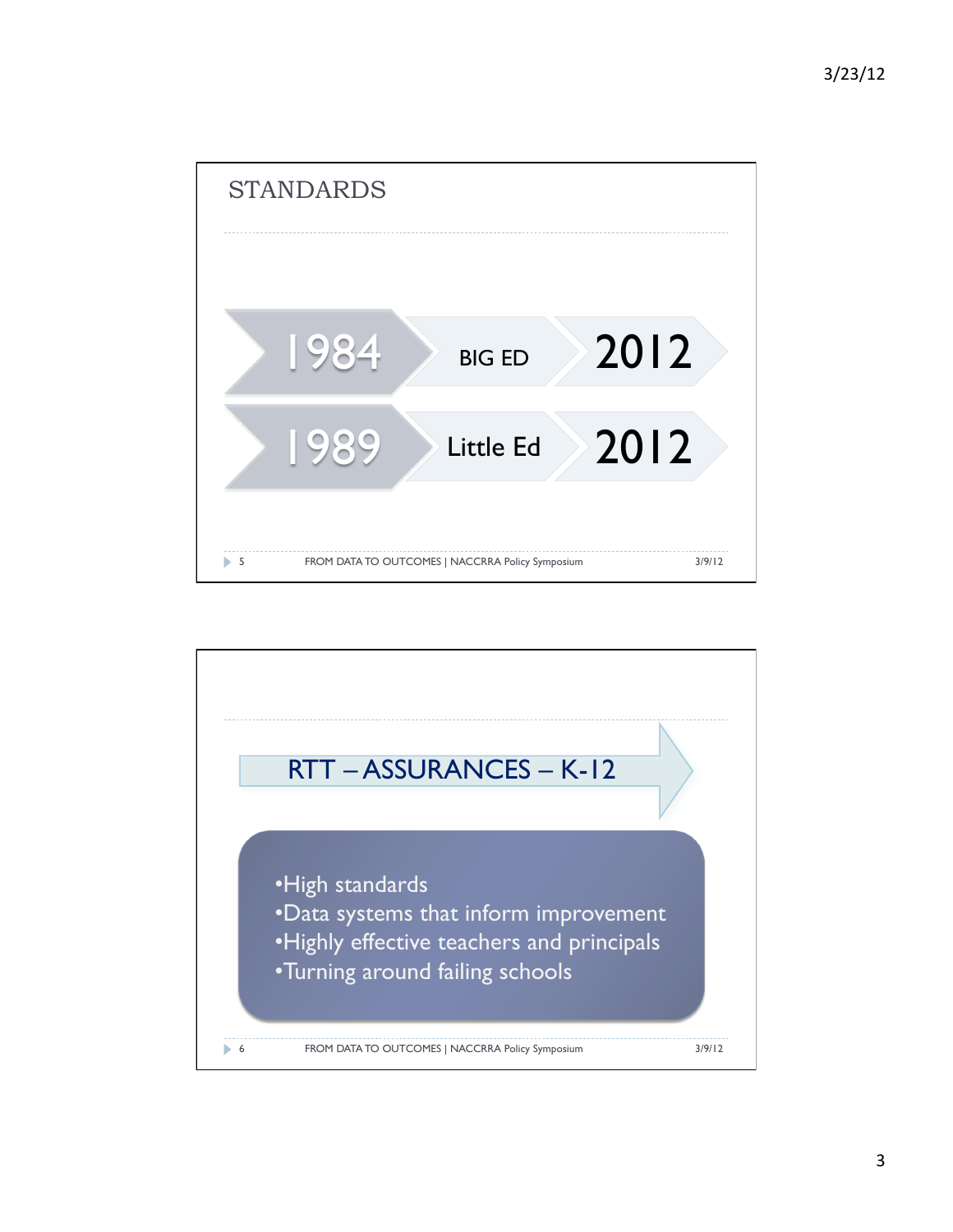## STANDARDS

| | | |
|---|---|---|
| 1984 | BIG ED | 2012 |
| 1989 | Little Ed | 2012 |

## RTT – ASSURANCES – K-12

- High standards
- Data systems that inform improvement
- Highly effective teachers and principals
- Turning around failing schools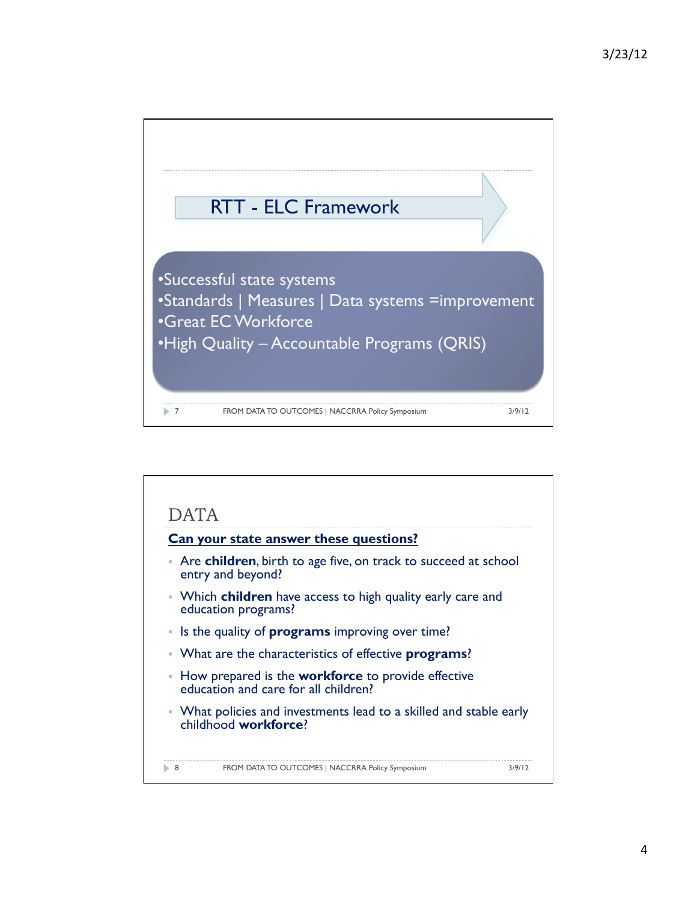## RTT - ELC Framework

- Successful state systems
- Standards | Measures | Data systems =improvement
- Great EC Workforce
- High Quality – Accountable Programs (QRIS)

## DATA

**Can your state answer these questions?**

- Are **children**, birth to age five, on track to succeed at school entry and beyond?
- Which **children** have access to high quality early care and education programs?
- Is the quality of **programs** improving over time?
- What are the characteristics of effective **programs**?
- How prepared is the **workforce** to provide effective education and care for all children?
- What policies and investments lead to a skilled and stable early childhood **workforce**?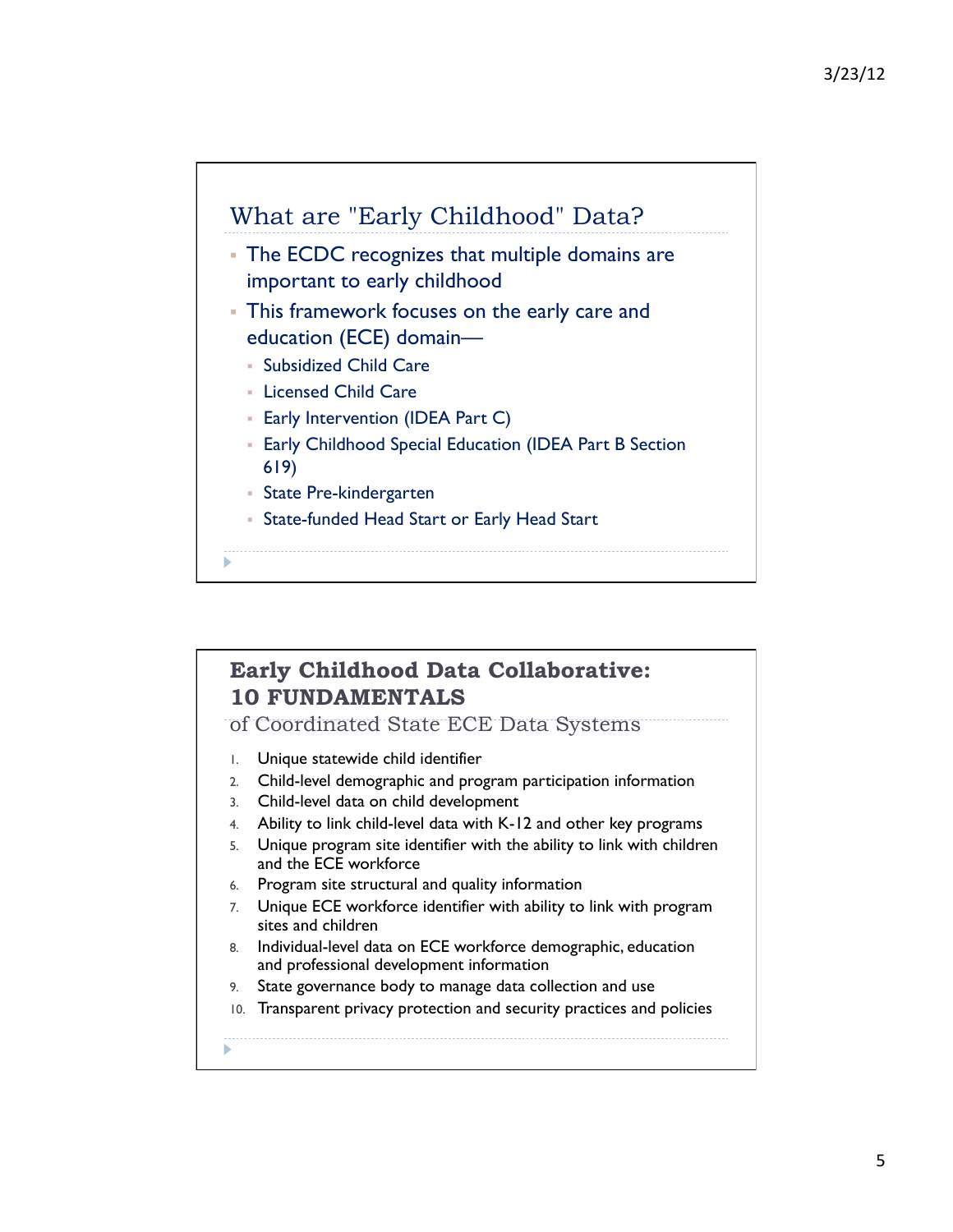## What are "Early Childhood" Data?

- The ECDC recognizes that multiple domains are important to early childhood
- This framework focuses on the early care and education (ECE) domain—
  - Subsidized Child Care
  - Licensed Child Care
  - Early Intervention (IDEA Part C)
  - Early Childhood Special Education (IDEA Part B Section 619)
  - State Pre-kindergarten
  - State-funded Head Start or Early Head Start

## Early Childhood Data Collaborative: 10 FUNDAMENTALS

of Coordinated State ECE Data Systems

1. Unique statewide child identifier
2. Child-level demographic and program participation information
3. Child-level data on child development
4. Ability to link child-level data with K-12 and other key programs
5. Unique program site identifier with the ability to link with children and the ECE workforce
6. Program site structural and quality information
7. Unique ECE workforce identifier with ability to link with program sites and children
8. Individual-level data on ECE workforce demographic, education and professional development information
9. State governance body to manage data collection and use
10. Transparent privacy protection and security practices and policies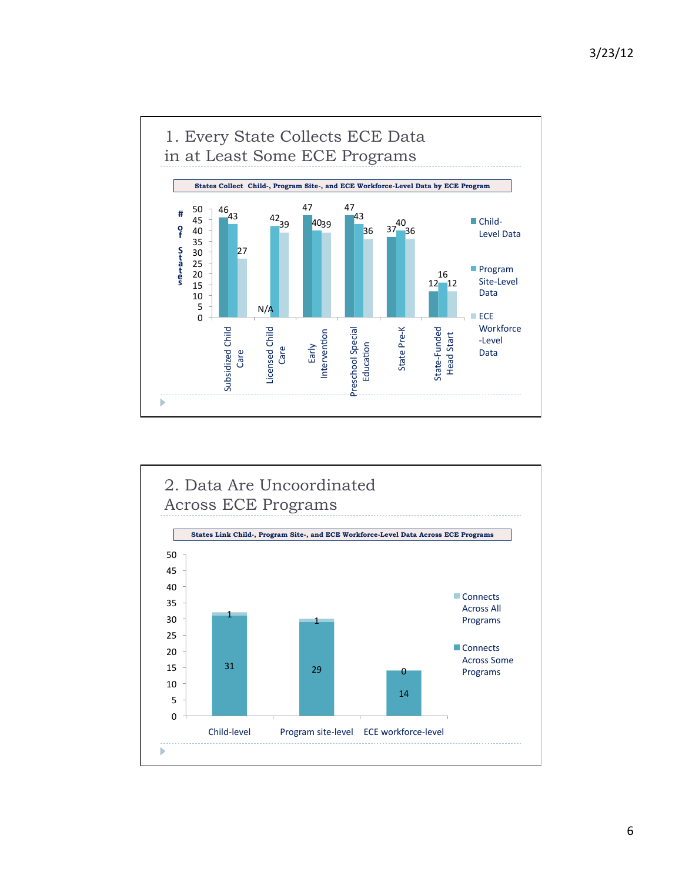# 1. Every State Collects ECE Data in at Least Some ECE Programs

**States Collect Child-, Program Site-, and ECE Workforce-Level Data by ECE Program**

| # of States | Child-Level Data | Program Site-Level Data | ECE Workforce-Level Data |
|---|---|---|---|
| Subsidized Child Care | 46 | 43 | 27 |
| Licensed Child Care | N/A | 42 | 39 |
| Early Intervention | 47 | 40 | 39 |
| Preschool Special Education | 47 | 43 | 36 |
| State Pre-K | 37 | 40 | 36 |
| State-Funded Head Start | 12 | 16 | 12 |

# 2. Data Are Uncoordinated Across ECE Programs

**States Link Child-, Program Site-, and ECE Workforce-Level Data Across ECE Programs**

| | Connects Across Some Programs | Connects Across All Programs |
|---|---|---|
| Child-level | 31 | 1 |
| Program site-level | 29 | 1 |
| ECE workforce-level | 14 | 0 |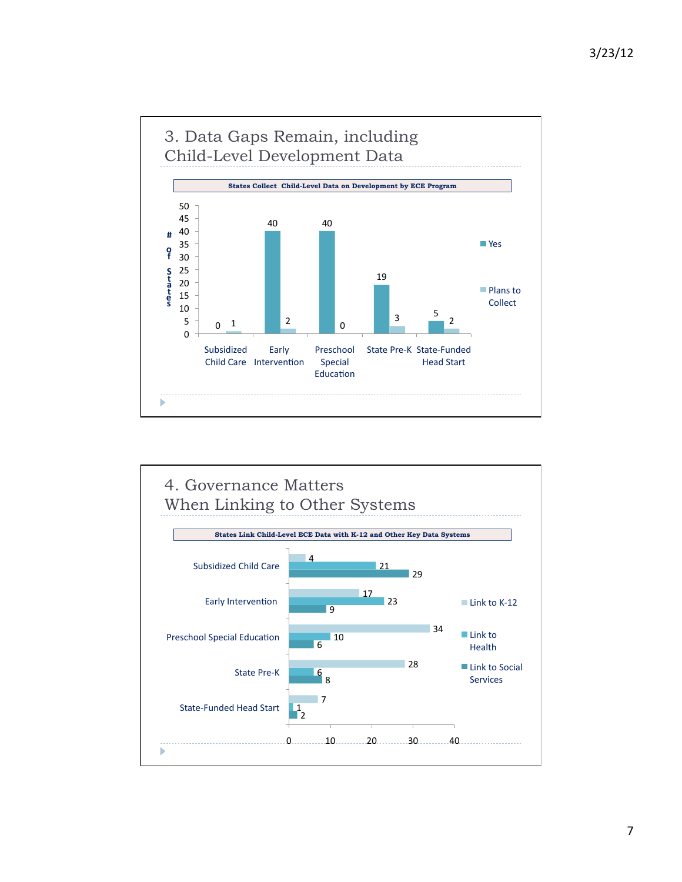## 3. Data Gaps Remain, including Child-Level Development Data

**States Collect Child-Level Data on Development by ECE Program**

| ECE Program | Yes | Plans to Collect |
|---|---|---|
| Subsidized Child Care | 0 | 1 |
| Early Intervention | 40 | 2 |
| Preschool Special Education | 40 | 0 |
| State Pre-K | 19 | 3 |
| State-Funded Head Start | 5 | 2 |

(Y-axis: # of States)

## 4. Governance Matters When Linking to Other Systems

**States Link Child-Level ECE Data with K-12 and Other Key Data Systems**

| ECE Program | Link to K-12 | Link to Health | Link to Social Services |
|---|---|---|---|
| Subsidized Child Care | 4 | 21 | 29 |
| Early Intervention | 17 | 23 | 9 |
| Preschool Special Education | 34 | 10 | 6 |
| State Pre-K | 28 | 6 | 8 |
| State-Funded Head Start | 7 | 1 | 2 |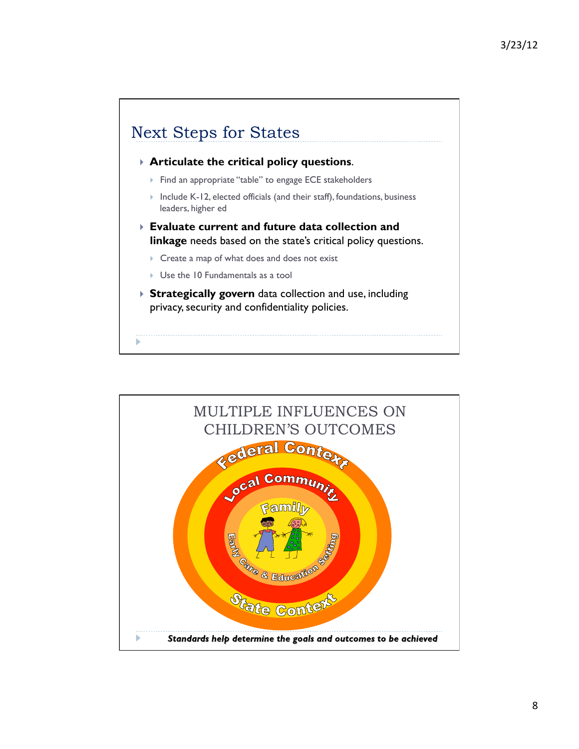## Next Steps for States

- **Articulate the critical policy questions**.
  - Find an appropriate "table" to engage ECE stakeholders
  - Include K-12, elected officials (and their staff), foundations, business leaders, higher ed
- **Evaluate current and future data collection and linkage** needs based on the state's critical policy questions.
  - Create a map of what does and does not exist
  - Use the 10 Fundamentals as a tool
- **Strategically govern** data collection and use, including privacy, security and confidentiality policies.

## MULTIPLE INFLUENCES ON CHILDREN'S OUTCOMES

Federal Context

Local Community

Family

Early Care & Education Setting

State Context

***Standards help determine the goals and outcomes to be achieved***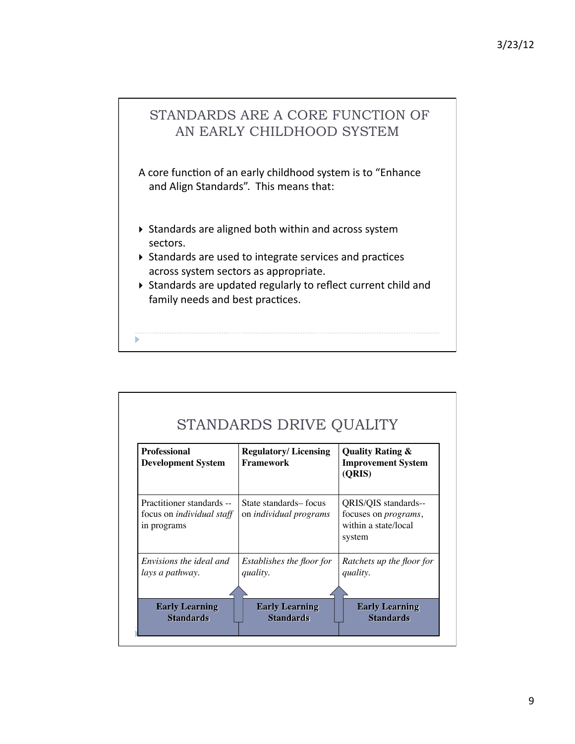## STANDARDS ARE A CORE FUNCTION OF AN EARLY CHILDHOOD SYSTEM

A core function of an early childhood system is to "Enhance and Align Standards". This means that:

- Standards are aligned both within and across system sectors.
- Standards are used to integrate services and practices across system sectors as appropriate.
- Standards are updated regularly to reflect current child and family needs and best practices.

## STANDARDS DRIVE QUALITY

| **Professional Development System** | **Regulatory/ Licensing Framework** | **Quality Rating & Improvement System (QRIS)** |
|---|---|---|
| Practitioner standards -- focus on *individual staff* in programs | State standards– focus on *individual programs* | QRIS/QIS standards-- focuses on *programs*, within a state/local system |
| *Envisions the ideal and lays a pathway.* | *Establishes the floor for quality.* | *Ratchets up the floor for quality.* |
| **Early Learning Standards** | **Early Learning Standards** | **Early Learning Standards** |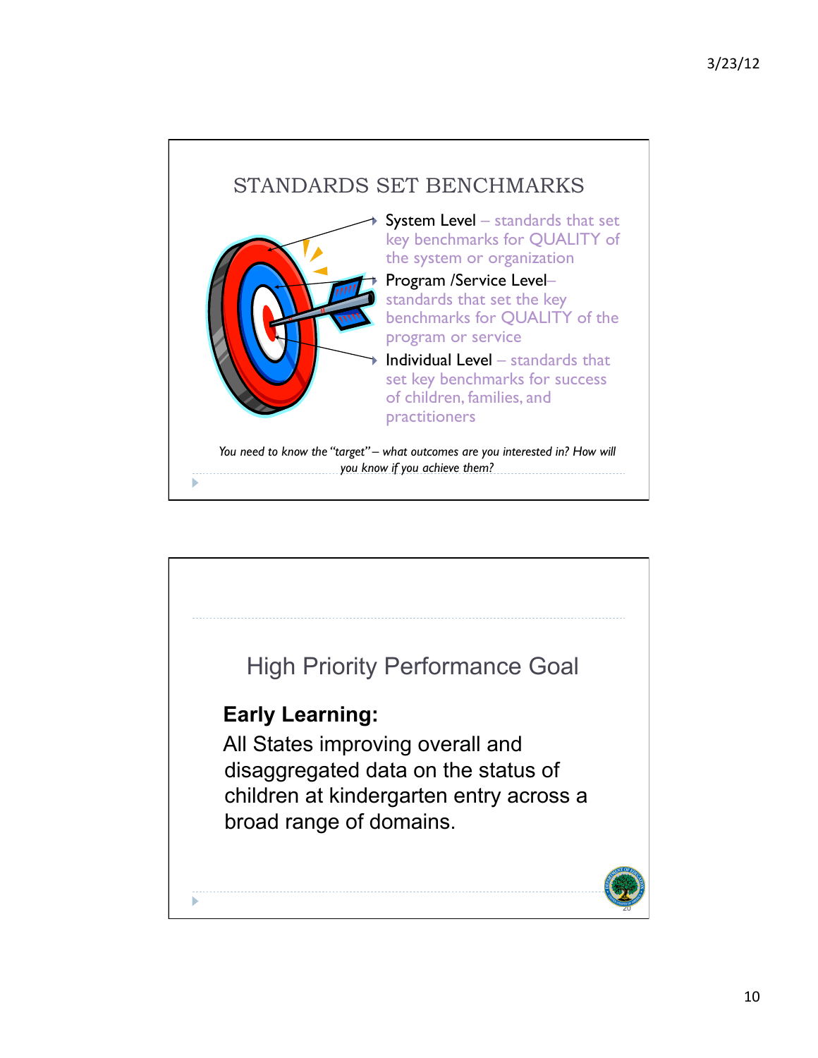## STANDARDS SET BENCHMARKS

- System Level – standards that set key benchmarks for QUALITY of the system or organization
- Program /Service Level– standards that set the key benchmarks for QUALITY of the program or service
- Individual Level – standards that set key benchmarks for success of children, families, and practitioners

*You need to know the "target" – what outcomes are you interested in? How will you know if you achieve them?*

## High Priority Performance Goal

**Early Learning:**

All States improving overall and disaggregated data on the status of children at kindergarten entry across a broad range of domains.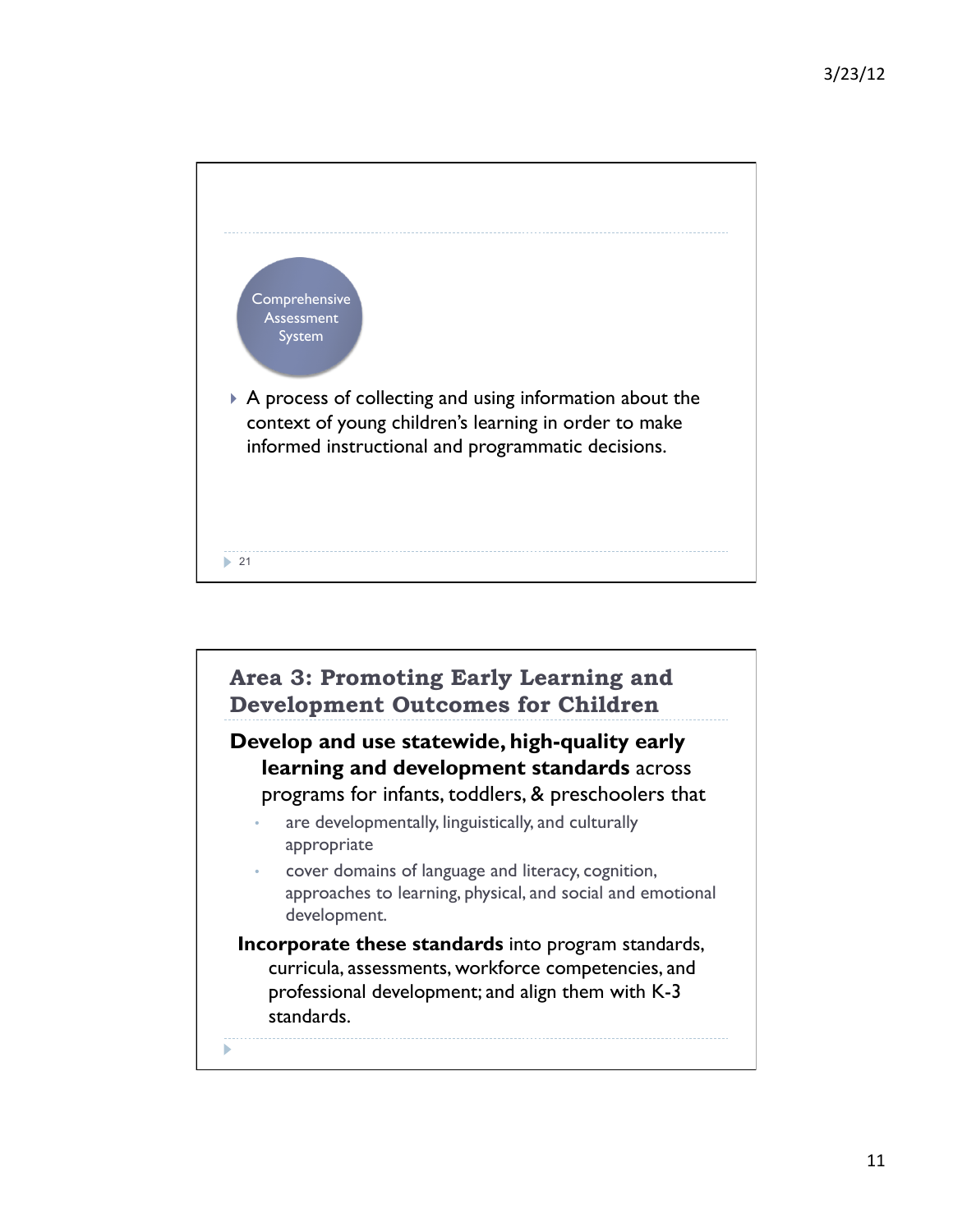Comprehensive Assessment System

- A process of collecting and using information about the context of young children's learning in order to make informed instructional and programmatic decisions.

## Area 3: Promoting Early Learning and Development Outcomes for Children

**Develop and use statewide, high-quality early learning and development standards** across programs for infants, toddlers, & preschoolers that

- are developmentally, linguistically, and culturally appropriate
- cover domains of language and literacy, cognition, approaches to learning, physical, and social and emotional development.

**Incorporate these standards** into program standards, curricula, assessments, workforce competencies, and professional development; and align them with K-3 standards.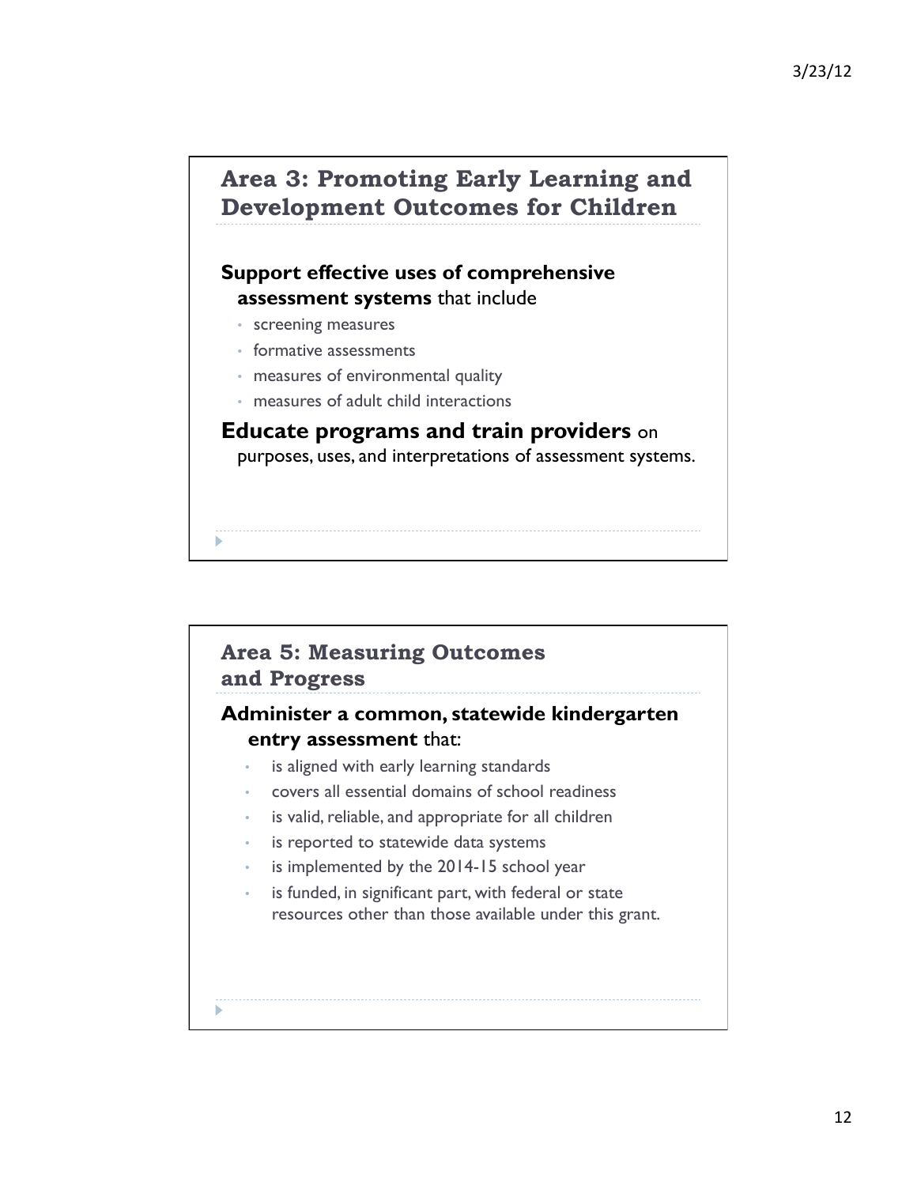## Area 3: Promoting Early Learning and Development Outcomes for Children

**Support effective uses of comprehensive assessment systems** that include

- screening measures
- formative assessments
- measures of environmental quality
- measures of adult child interactions

**Educate programs and train providers** on purposes, uses, and interpretations of assessment systems.

## Area 5: Measuring Outcomes and Progress

**Administer a common, statewide kindergarten entry assessment** that:

- is aligned with early learning standards
- covers all essential domains of school readiness
- is valid, reliable, and appropriate for all children
- is reported to statewide data systems
- is implemented by the 2014-15 school year
- is funded, in significant part, with federal or state resources other than those available under this grant.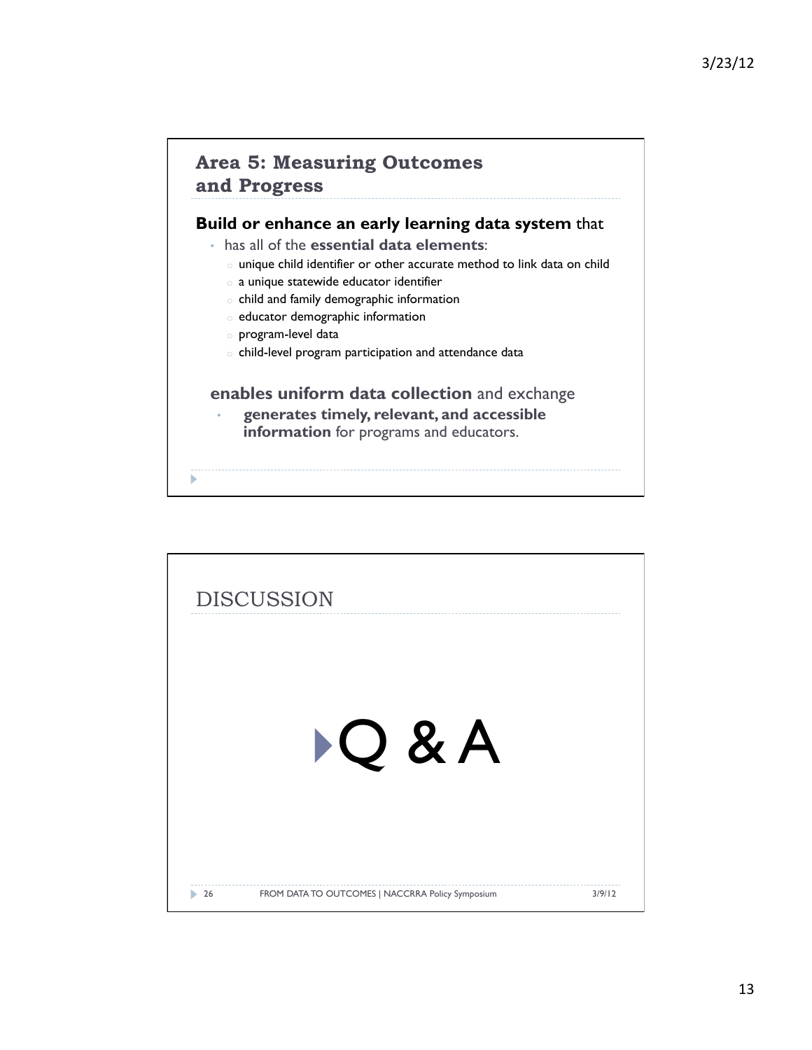## Area 5: Measuring Outcomes and Progress

**Build or enhance an early learning data system** that

- has all of the **essential data elements**:
  - unique child identifier or other accurate method to link data on child
  - a unique statewide educator identifier
  - child and family demographic information
  - educator demographic information
  - program-level data
  - child-level program participation and attendance data

**enables uniform data collection** and exchange

- **generates timely, relevant, and accessible information** for programs and educators.

## DISCUSSION

Q & A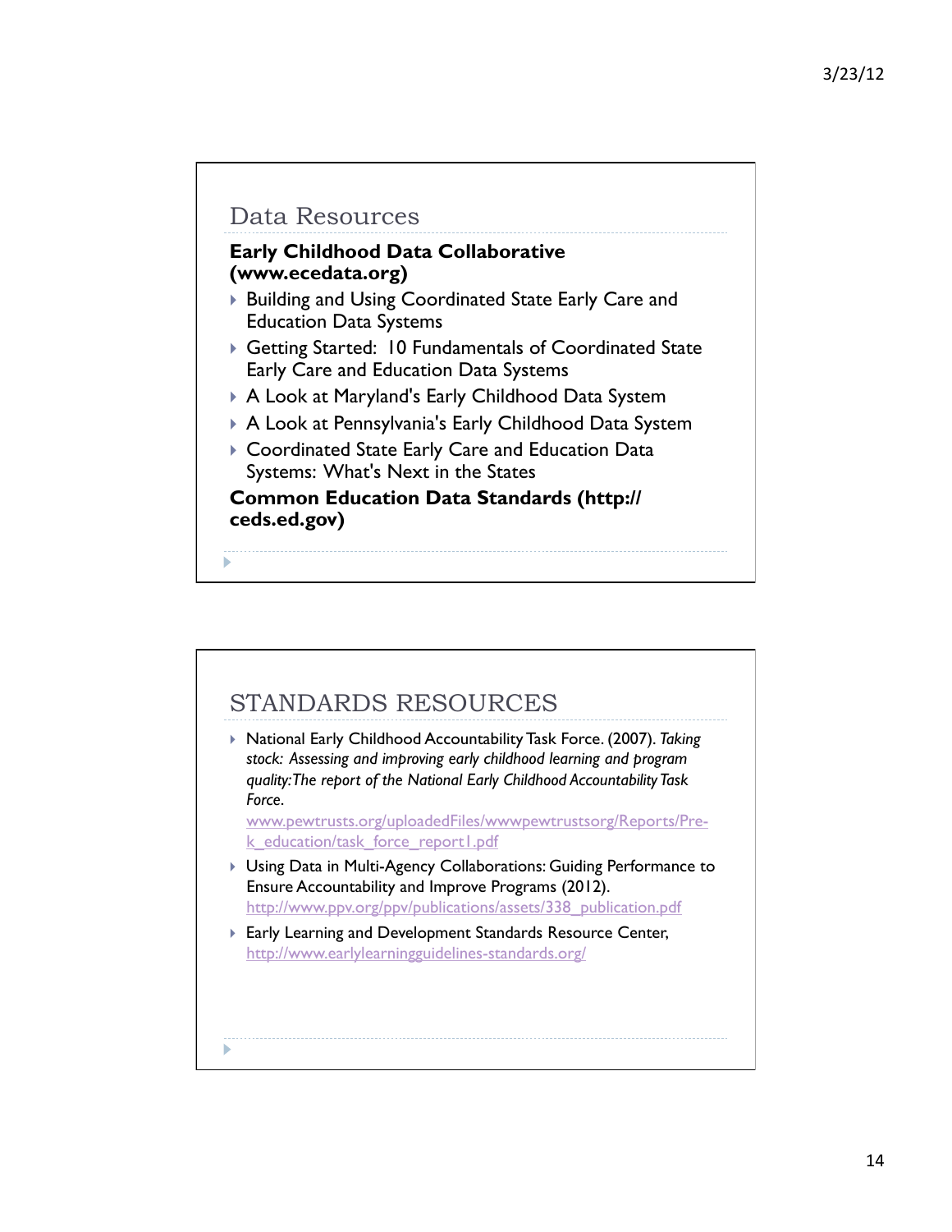## Data Resources

**Early Childhood Data Collaborative (www.ecedata.org)**

- Building and Using Coordinated State Early Care and Education Data Systems
- Getting Started: 10 Fundamentals of Coordinated State Early Care and Education Data Systems
- A Look at Maryland's Early Childhood Data System
- A Look at Pennsylvania's Early Childhood Data System
- Coordinated State Early Care and Education Data Systems: What's Next in the States

**Common Education Data Standards (http://ceds.ed.gov)**

## STANDARDS RESOURCES

- National Early Childhood Accountability Task Force. (2007). *Taking stock: Assessing and improving early childhood learning and program quality:The report of the National Early Childhood Accountability Task Force*.
  www.pewtrusts.org/uploadedFiles/wwwpewtrustsorg/Reports/Pre-k_education/task_force_report1.pdf
- Using Data in Multi-Agency Collaborations: Guiding Performance to Ensure Accountability and Improve Programs (2012).
  http://www.ppv.org/ppv/publications/assets/338_publication.pdf
- Early Learning and Development Standards Resource Center, http://www.earlylearningguidelines-standards.org/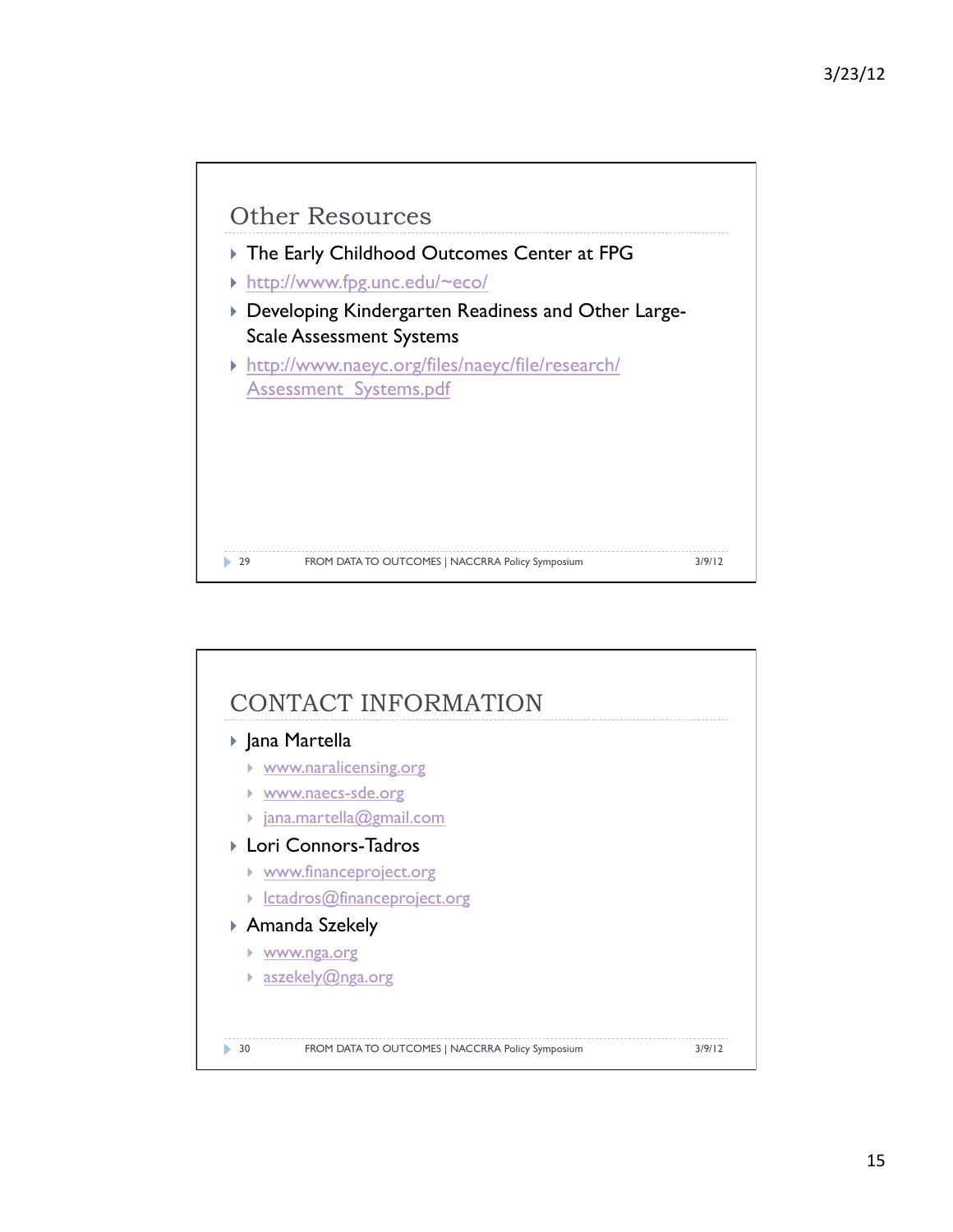## Other Resources

- The Early Childhood Outcomes Center at FPG
- http://www.fpg.unc.edu/~eco/
- Developing Kindergarten Readiness and Other Large-Scale Assessment Systems
- http://www.naeyc.org/files/naeyc/file/research/Assessment_Systems.pdf

## CONTACT INFORMATION

- Jana Martella
  - www.naralicensing.org
  - www.naecs-sde.org
  - jana.martella@gmail.com
- Lori Connors-Tadros
  - www.financeproject.org
  - lctadros@financeproject.org
- Amanda Szekely
  - www.nga.org
  - aszekely@nga.org